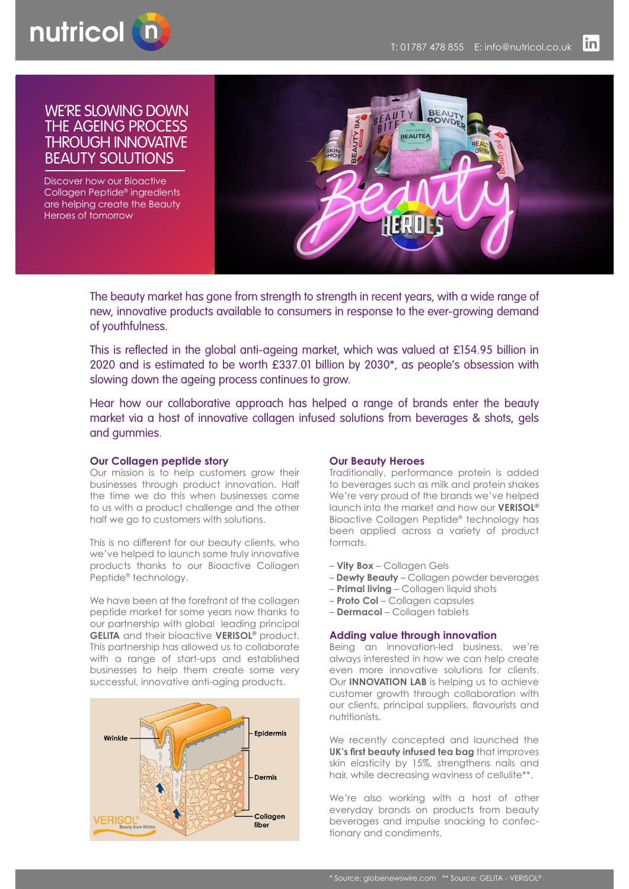# WE'RE SLOWING DOWN THE AGEING PROCESS THROUGH INNOVATIVE BEAUTY SOLUTIONS

Discover how our Bioactive Collagen Peptide® ingredients are helping create the Beauty Heroes of tomorrow

The beauty market has gone from strength to strength in recent years, with a wide range of new, innovative products available to consumers in response to the ever-growing demand of youthfulness.

This is reflected in the global anti-ageing market, which was valued at £154.95 billion in 2020 and is estimated to be worth £337.01 billion by 2030*, as people's obsession with slowing down the ageing process continues to grow.

Hear how our collaborative approach has helped a range of brands enter the beauty market via a host of innovative collagen infused solutions from beverages & shots, gels and gummies.

## Our Collagen peptide story

Our mission is to help customers grow their businesses through product innovation. Half the time we do this when businesses come to us with a product challenge and the other half we go to customers with solutions.

This is no different for our beauty clients, who we've helped to launch some truly innovative products thanks to our Bioactive Collagen Peptide® technology.

We have been at the forefront of the collagen peptide market for some years now thanks to our partnership with global leading principal **GELITA** and their bioactive **VERISOL®** product. This partnership has allowed us to collaborate with a range of start-ups and established businesses to help them create some very successful, innovative anti-aging products.

## Our Beauty Heroes

Traditionally, performance protein is added to beverages such as milk and protein shakes We're very proud of the brands we've helped launch into the market and how our **VERISOL®** Bioactive Collagen Peptide® technology has been applied across a variety of product formats.

- **Vity Box** – Collagen Gels
- **Dewty Beauty** – Collagen powder beverages
- **Primal living** – Collagen liquid shots
- **Proto Col** – Collagen capsules
- **Dermacol** – Collagen tablets

## Adding value through innovation

Being an innovation-led business, we're always interested in how we can help create even more innovative solutions for clients. Our **INNOVATION LAB** is helping us to achieve customer growth through collaboration with our clients, principal suppliers, flavourists and nutritionists.

We recently concepted and launched the **UK's first beauty infused tea bag** that improves skin elasticity by 15%, strengthens nails and hair, while decreasing waviness of cellulite**.

We're also working with a host of other everyday brands on products from beauty beverages and impulse snacking to confectionary and condiments.

\* Source: globenewswire.com  ** Source: GELITA - VERISOL®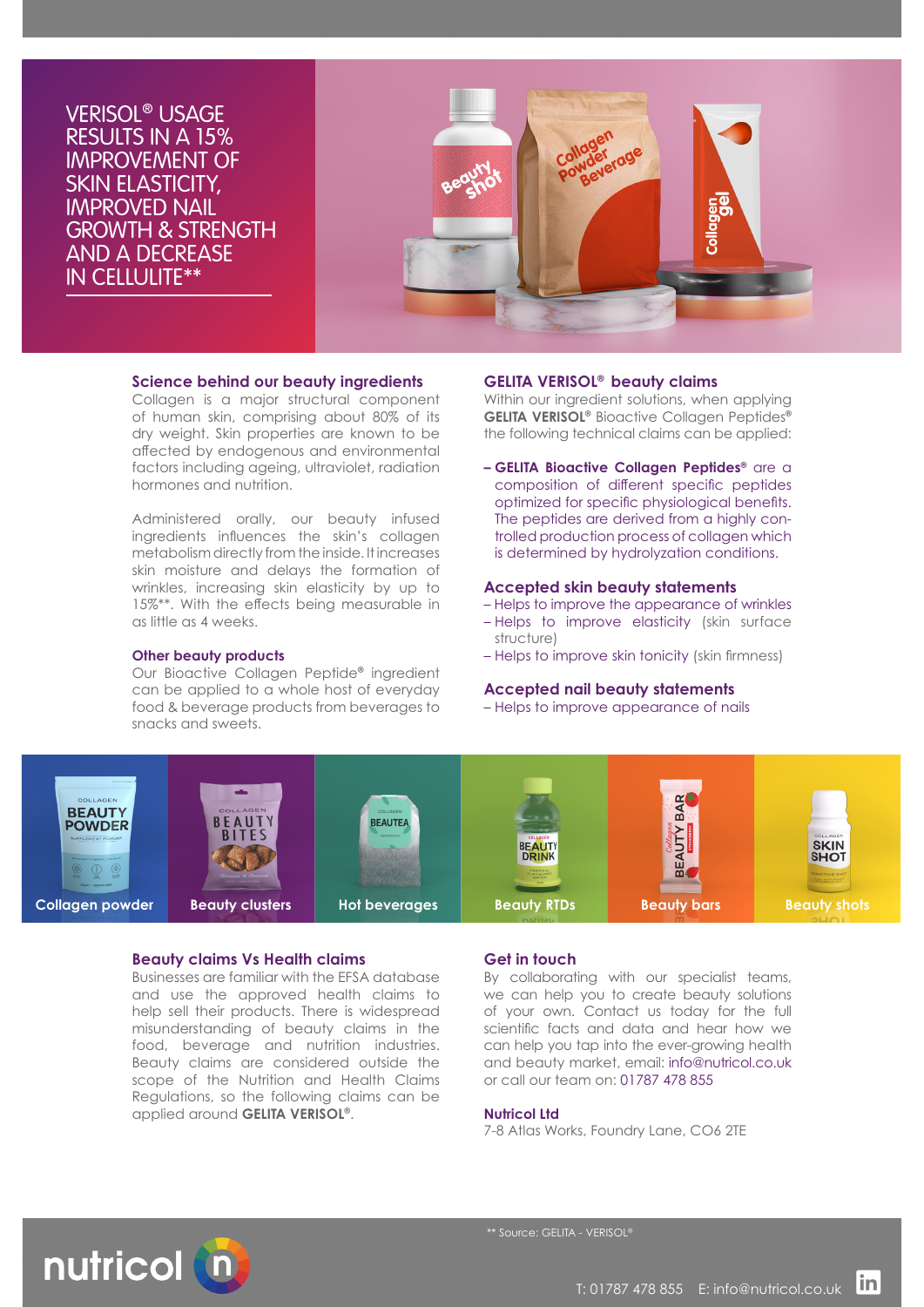# VERISOL® USAGE RESULTS IN A 15% IMPROVEMENT OF SKIN ELASTICITY, IMPROVED NAIL GROWTH & STRENGTH AND A DECREASE IN CELLULITE**

## Science behind our beauty ingredients

Collagen is a major structural component of human skin, comprising about 80% of its dry weight. Skin properties are known to be affected by endogenous and environmental factors including ageing, ultraviolet, radiation hormones and nutrition.

Administered orally, our beauty infused ingredients influences the skin's collagen metabolism directly from the inside. It increases skin moisture and delays the formation of wrinkles, increasing skin elasticity by up to 15%**. With the effects being measurable in as little as 4 weeks.

## Other beauty products

Our Bioactive Collagen Peptide® ingredient can be applied to a whole host of everyday food & beverage products from beverages to snacks and sweets.

## GELITA VERISOL® beauty claims

Within our ingredient solutions, when applying **GELITA VERISOL®** Bioactive Collagen Peptides® the following technical claims can be applied:

– **GELITA Bioactive Collagen Peptides®** are a composition of different specific peptides optimized for specific physiological benefits. The peptides are derived from a highly controlled production process of collagen which is determined by hydrolyzation conditions.

## Accepted skin beauty statements

- Helps to improve the appearance of wrinkles
- Helps to improve elasticity (skin surface structure)
- Helps to improve skin tonicity (skin firmness)

## Accepted nail beauty statements

- Helps to improve appearance of nails

Collagen powder | Beauty clusters | Hot beverages | Beauty RTDs | Beauty bars | Beauty shots

## Beauty claims Vs Health claims

Businesses are familiar with the EFSA database and use the approved health claims to help sell their products. There is widespread misunderstanding of beauty claims in the food, beverage and nutrition industries. Beauty claims are considered outside the scope of the Nutrition and Health Claims Regulations, so the following claims can be applied around **GELITA VERISOL®**.

## Get in touch

By collaborating with our specialist teams, we can help you to create beauty solutions of your own. Contact us today for the full scientific facts and data and hear how we can help you tap into the ever-growing health and beauty market, email: info@nutricol.co.uk or call our team on: 01787 478 855

**Nutricol Ltd**
7-8 Atlas Works, Foundry Lane, CO6 2TE

** Source: GELITA - VERISOL®

nutricol

T: 01787 478 855 E: info@nutricol.co.uk